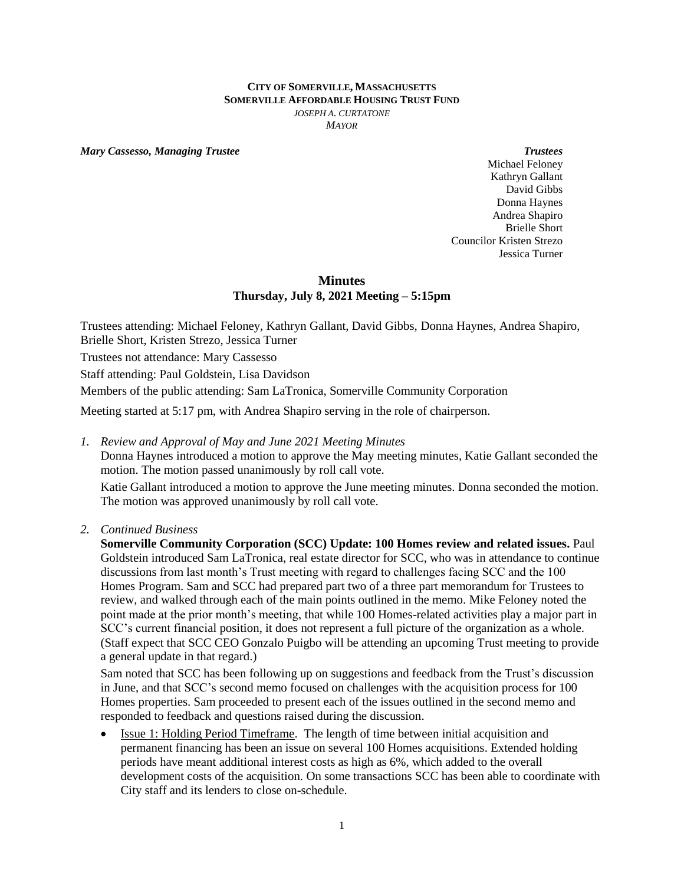**CITY OF SOMERVILLE, MASSACHUSETTS**
**SOMERVILLE AFFORDABLE HOUSING TRUST FUND**
*JOSEPH A. CURTATONE*
*MAYOR*

***Mary Cassesso, Managing Trustee***

***Trustees***
Michael Feloney
Kathryn Gallant
David Gibbs
Donna Haynes
Andrea Shapiro
Brielle Short
Councilor Kristen Strezo
Jessica Turner

## Minutes
### Thursday, July 8, 2021 Meeting – 5:15pm

Trustees attending: Michael Feloney, Kathryn Gallant, David Gibbs, Donna Haynes, Andrea Shapiro, Brielle Short, Kristen Strezo, Jessica Turner

Trustees not attendance: Mary Cassesso

Staff attending: Paul Goldstein, Lisa Davidson

Members of the public attending: Sam LaTronica, Somerville Community Corporation

Meeting started at 5:17 pm, with Andrea Shapiro serving in the role of chairperson.

1. *Review and Approval of May and June 2021 Meeting Minutes*

   Donna Haynes introduced a motion to approve the May meeting minutes, Katie Gallant seconded the motion. The motion passed unanimously by roll call vote.

   Katie Gallant introduced a motion to approve the June meeting minutes. Donna seconded the motion. The motion was approved unanimously by roll call vote.

2. *Continued Business*

   **Somerville Community Corporation (SCC) Update: 100 Homes review and related issues.** Paul Goldstein introduced Sam LaTronica, real estate director for SCC, who was in attendance to continue discussions from last month's Trust meeting with regard to challenges facing SCC and the 100 Homes Program. Sam and SCC had prepared part two of a three part memorandum for Trustees to review, and walked through each of the main points outlined in the memo. Mike Feloney noted the point made at the prior month's meeting, that while 100 Homes-related activities play a major part in SCC's current financial position, it does not represent a full picture of the organization as a whole. (Staff expect that SCC CEO Gonzalo Puigbo will be attending an upcoming Trust meeting to provide a general update in that regard.)

   Sam noted that SCC has been following up on suggestions and feedback from the Trust's discussion in June, and that SCC's second memo focused on challenges with the acquisition process for 100 Homes properties. Sam proceeded to present each of the issues outlined in the second memo and responded to feedback and questions raised during the discussion.

   - Issue 1: Holding Period Timeframe. The length of time between initial acquisition and permanent financing has been an issue on several 100 Homes acquisitions. Extended holding periods have meant additional interest costs as high as 6%, which added to the overall development costs of the acquisition. On some transactions SCC has been able to coordinate with City staff and its lenders to close on-schedule.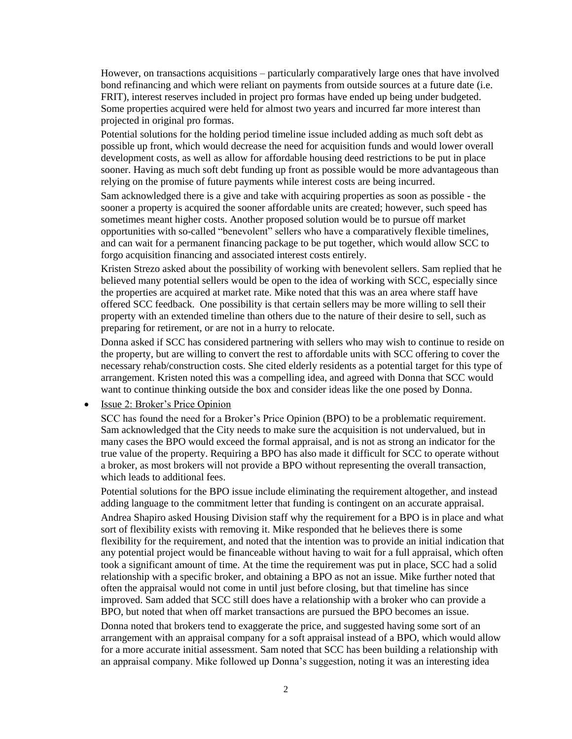However, on transactions acquisitions – particularly comparatively large ones that have involved bond refinancing and which were reliant on payments from outside sources at a future date (i.e. FRIT), interest reserves included in project pro formas have ended up being under budgeted. Some properties acquired were held for almost two years and incurred far more interest than projected in original pro formas.

Potential solutions for the holding period timeline issue included adding as much soft debt as possible up front, which would decrease the need for acquisition funds and would lower overall development costs, as well as allow for affordable housing deed restrictions to be put in place sooner. Having as much soft debt funding up front as possible would be more advantageous than relying on the promise of future payments while interest costs are being incurred.

Sam acknowledged there is a give and take with acquiring properties as soon as possible - the sooner a property is acquired the sooner affordable units are created; however, such speed has sometimes meant higher costs. Another proposed solution would be to pursue off market opportunities with so-called "benevolent" sellers who have a comparatively flexible timelines, and can wait for a permanent financing package to be put together, which would allow SCC to forgo acquisition financing and associated interest costs entirely.

Kristen Strezo asked about the possibility of working with benevolent sellers. Sam replied that he believed many potential sellers would be open to the idea of working with SCC, especially since the properties are acquired at market rate. Mike noted that this was an area where staff have offered SCC feedback. One possibility is that certain sellers may be more willing to sell their property with an extended timeline than others due to the nature of their desire to sell, such as preparing for retirement, or are not in a hurry to relocate.

Donna asked if SCC has considered partnering with sellers who may wish to continue to reside on the property, but are willing to convert the rest to affordable units with SCC offering to cover the necessary rehab/construction costs. She cited elderly residents as a potential target for this type of arrangement. Kristen noted this was a compelling idea, and agreed with Donna that SCC would want to continue thinking outside the box and consider ideas like the one posed by Donna.

- Issue 2: Broker's Price Opinion

SCC has found the need for a Broker's Price Opinion (BPO) to be a problematic requirement. Sam acknowledged that the City needs to make sure the acquisition is not undervalued, but in many cases the BPO would exceed the formal appraisal, and is not as strong an indicator for the true value of the property. Requiring a BPO has also made it difficult for SCC to operate without a broker, as most brokers will not provide a BPO without representing the overall transaction, which leads to additional fees.

Potential solutions for the BPO issue include eliminating the requirement altogether, and instead adding language to the commitment letter that funding is contingent on an accurate appraisal.

Andrea Shapiro asked Housing Division staff why the requirement for a BPO is in place and what sort of flexibility exists with removing it. Mike responded that he believes there is some flexibility for the requirement, and noted that the intention was to provide an initial indication that any potential project would be financeable without having to wait for a full appraisal, which often took a significant amount of time. At the time the requirement was put in place, SCC had a solid relationship with a specific broker, and obtaining a BPO as not an issue. Mike further noted that often the appraisal would not come in until just before closing, but that timeline has since improved. Sam added that SCC still does have a relationship with a broker who can provide a BPO, but noted that when off market transactions are pursued the BPO becomes an issue.

Donna noted that brokers tend to exaggerate the price, and suggested having some sort of an arrangement with an appraisal company for a soft appraisal instead of a BPO, which would allow for a more accurate initial assessment. Sam noted that SCC has been building a relationship with an appraisal company. Mike followed up Donna's suggestion, noting it was an interesting idea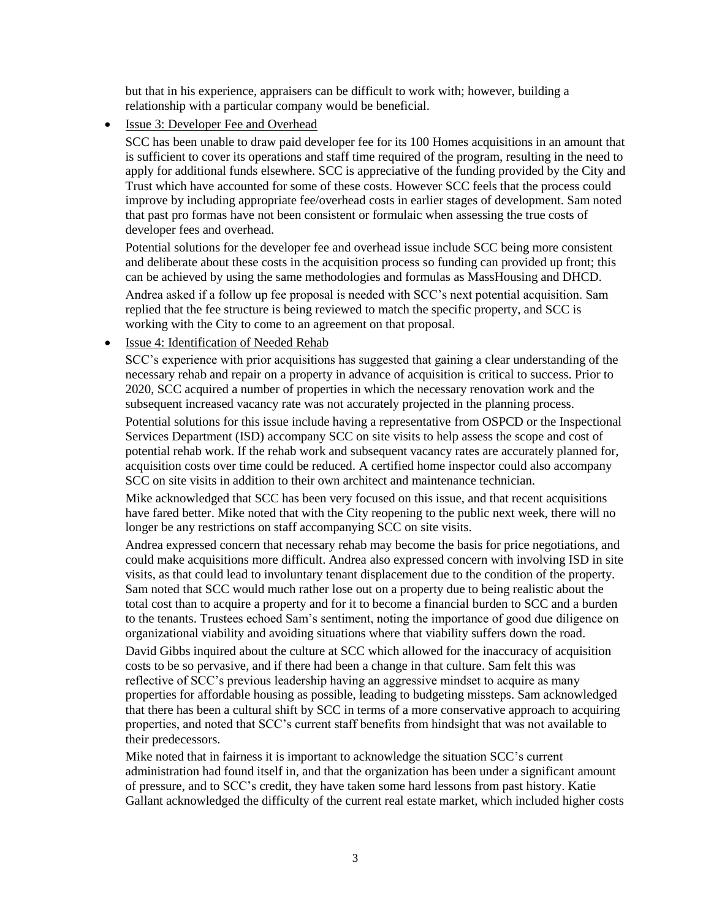but that in his experience, appraisers can be difficult to work with; however, building a relationship with a particular company would be beneficial.

- Issue 3: Developer Fee and Overhead

  SCC has been unable to draw paid developer fee for its 100 Homes acquisitions in an amount that is sufficient to cover its operations and staff time required of the program, resulting in the need to apply for additional funds elsewhere. SCC is appreciative of the funding provided by the City and Trust which have accounted for some of these costs. However SCC feels that the process could improve by including appropriate fee/overhead costs in earlier stages of development. Sam noted that past pro formas have not been consistent or formulaic when assessing the true costs of developer fees and overhead.

  Potential solutions for the developer fee and overhead issue include SCC being more consistent and deliberate about these costs in the acquisition process so funding can provided up front; this can be achieved by using the same methodologies and formulas as MassHousing and DHCD.

  Andrea asked if a follow up fee proposal is needed with SCC's next potential acquisition. Sam replied that the fee structure is being reviewed to match the specific property, and SCC is working with the City to come to an agreement on that proposal.

- Issue 4: Identification of Needed Rehab

  SCC's experience with prior acquisitions has suggested that gaining a clear understanding of the necessary rehab and repair on a property in advance of acquisition is critical to success. Prior to 2020, SCC acquired a number of properties in which the necessary renovation work and the subsequent increased vacancy rate was not accurately projected in the planning process.

  Potential solutions for this issue include having a representative from OSPCD or the Inspectional Services Department (ISD) accompany SCC on site visits to help assess the scope and cost of potential rehab work. If the rehab work and subsequent vacancy rates are accurately planned for, acquisition costs over time could be reduced. A certified home inspector could also accompany SCC on site visits in addition to their own architect and maintenance technician.

  Mike acknowledged that SCC has been very focused on this issue, and that recent acquisitions have fared better. Mike noted that with the City reopening to the public next week, there will no longer be any restrictions on staff accompanying SCC on site visits.

  Andrea expressed concern that necessary rehab may become the basis for price negotiations, and could make acquisitions more difficult. Andrea also expressed concern with involving ISD in site visits, as that could lead to involuntary tenant displacement due to the condition of the property. Sam noted that SCC would much rather lose out on a property due to being realistic about the total cost than to acquire a property and for it to become a financial burden to SCC and a burden to the tenants. Trustees echoed Sam's sentiment, noting the importance of good due diligence on organizational viability and avoiding situations where that viability suffers down the road.

  David Gibbs inquired about the culture at SCC which allowed for the inaccuracy of acquisition costs to be so pervasive, and if there had been a change in that culture. Sam felt this was reflective of SCC's previous leadership having an aggressive mindset to acquire as many properties for affordable housing as possible, leading to budgeting missteps. Sam acknowledged that there has been a cultural shift by SCC in terms of a more conservative approach to acquiring properties, and noted that SCC's current staff benefits from hindsight that was not available to their predecessors.

  Mike noted that in fairness it is important to acknowledge the situation SCC's current administration had found itself in, and that the organization has been under a significant amount of pressure, and to SCC's credit, they have taken some hard lessons from past history. Katie Gallant acknowledged the difficulty of the current real estate market, which included higher costs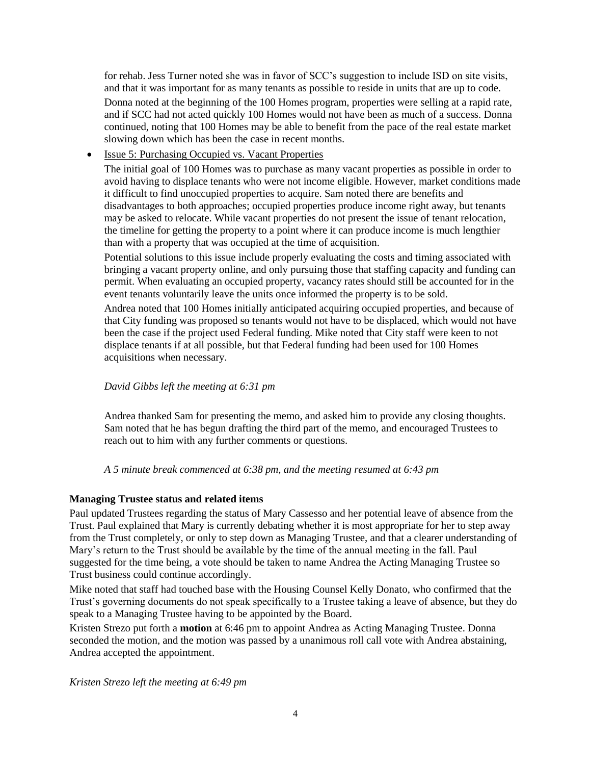for rehab. Jess Turner noted she was in favor of SCC's suggestion to include ISD on site visits, and that it was important for as many tenants as possible to reside in units that are up to code. Donna noted at the beginning of the 100 Homes program, properties were selling at a rapid rate, and if SCC had not acted quickly 100 Homes would not have been as much of a success. Donna continued, noting that 100 Homes may be able to benefit from the pace of the real estate market slowing down which has been the case in recent months.

- Issue 5: Purchasing Occupied vs. Vacant Properties

  The initial goal of 100 Homes was to purchase as many vacant properties as possible in order to avoid having to displace tenants who were not income eligible. However, market conditions made it difficult to find unoccupied properties to acquire. Sam noted there are benefits and disadvantages to both approaches; occupied properties produce income right away, but tenants may be asked to relocate. While vacant properties do not present the issue of tenant relocation, the timeline for getting the property to a point where it can produce income is much lengthier than with a property that was occupied at the time of acquisition.

  Potential solutions to this issue include properly evaluating the costs and timing associated with bringing a vacant property online, and only pursuing those that staffing capacity and funding can permit. When evaluating an occupied property, vacancy rates should still be accounted for in the event tenants voluntarily leave the units once informed the property is to be sold.

  Andrea noted that 100 Homes initially anticipated acquiring occupied properties, and because of that City funding was proposed so tenants would not have to be displaced, which would not have been the case if the project used Federal funding. Mike noted that City staff were keen to not displace tenants if at all possible, but that Federal funding had been used for 100 Homes acquisitions when necessary.

  *David Gibbs left the meeting at 6:31 pm*

  Andrea thanked Sam for presenting the memo, and asked him to provide any closing thoughts. Sam noted that he has begun drafting the third part of the memo, and encouraged Trustees to reach out to him with any further comments or questions.

  *A 5 minute break commenced at 6:38 pm, and the meeting resumed at 6:43 pm*

**Managing Trustee status and related items**

Paul updated Trustees regarding the status of Mary Cassesso and her potential leave of absence from the Trust. Paul explained that Mary is currently debating whether it is most appropriate for her to step away from the Trust completely, or only to step down as Managing Trustee, and that a clearer understanding of Mary's return to the Trust should be available by the time of the annual meeting in the fall. Paul suggested for the time being, a vote should be taken to name Andrea the Acting Managing Trustee so Trust business could continue accordingly.

Mike noted that staff had touched base with the Housing Counsel Kelly Donato, who confirmed that the Trust's governing documents do not speak specifically to a Trustee taking a leave of absence, but they do speak to a Managing Trustee having to be appointed by the Board.

Kristen Strezo put forth a **motion** at 6:46 pm to appoint Andrea as Acting Managing Trustee. Donna seconded the motion, and the motion was passed by a unanimous roll call vote with Andrea abstaining, Andrea accepted the appointment.

*Kristen Strezo left the meeting at 6:49 pm*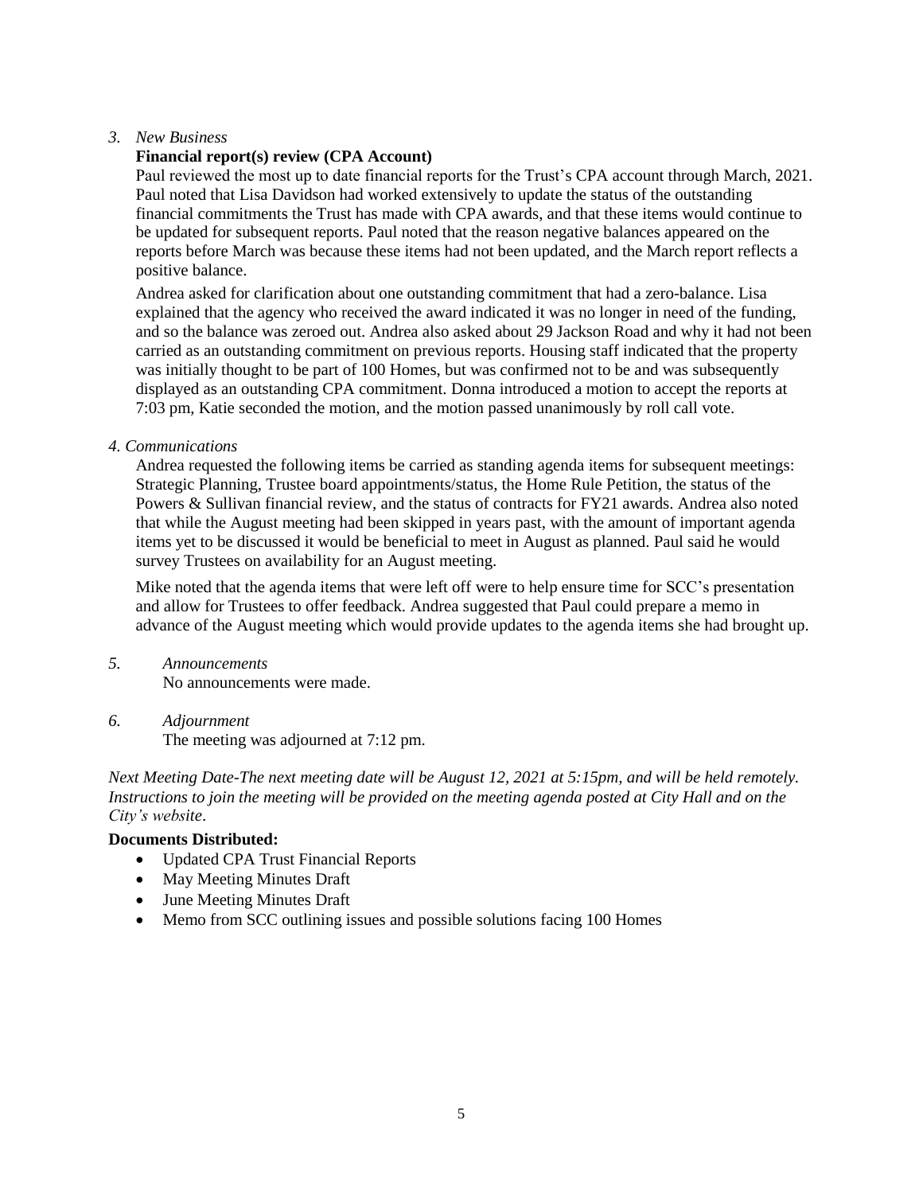*3. New Business*

**Financial report(s) review (CPA Account)**

Paul reviewed the most up to date financial reports for the Trust's CPA account through March, 2021. Paul noted that Lisa Davidson had worked extensively to update the status of the outstanding financial commitments the Trust has made with CPA awards, and that these items would continue to be updated for subsequent reports. Paul noted that the reason negative balances appeared on the reports before March was because these items had not been updated, and the March report reflects a positive balance.

Andrea asked for clarification about one outstanding commitment that had a zero-balance. Lisa explained that the agency who received the award indicated it was no longer in need of the funding, and so the balance was zeroed out. Andrea also asked about 29 Jackson Road and why it had not been carried as an outstanding commitment on previous reports. Housing staff indicated that the property was initially thought to be part of 100 Homes, but was confirmed not to be and was subsequently displayed as an outstanding CPA commitment. Donna introduced a motion to accept the reports at 7:03 pm, Katie seconded the motion, and the motion passed unanimously by roll call vote.

*4. Communications*

Andrea requested the following items be carried as standing agenda items for subsequent meetings: Strategic Planning, Trustee board appointments/status, the Home Rule Petition, the status of the Powers & Sullivan financial review, and the status of contracts for FY21 awards. Andrea also noted that while the August meeting had been skipped in years past, with the amount of important agenda items yet to be discussed it would be beneficial to meet in August as planned. Paul said he would survey Trustees on availability for an August meeting.

Mike noted that the agenda items that were left off were to help ensure time for SCC's presentation and allow for Trustees to offer feedback. Andrea suggested that Paul could prepare a memo in advance of the August meeting which would provide updates to the agenda items she had brought up.

*5. Announcements*

No announcements were made.

*6. Adjournment*

The meeting was adjourned at 7:12 pm.

*Next Meeting Date-The next meeting date will be August 12, 2021 at 5:15pm, and will be held remotely. Instructions to join the meeting will be provided on the meeting agenda posted at City Hall and on the City's website*.

**Documents Distributed:**

- Updated CPA Trust Financial Reports
- May Meeting Minutes Draft
- June Meeting Minutes Draft
- Memo from SCC outlining issues and possible solutions facing 100 Homes